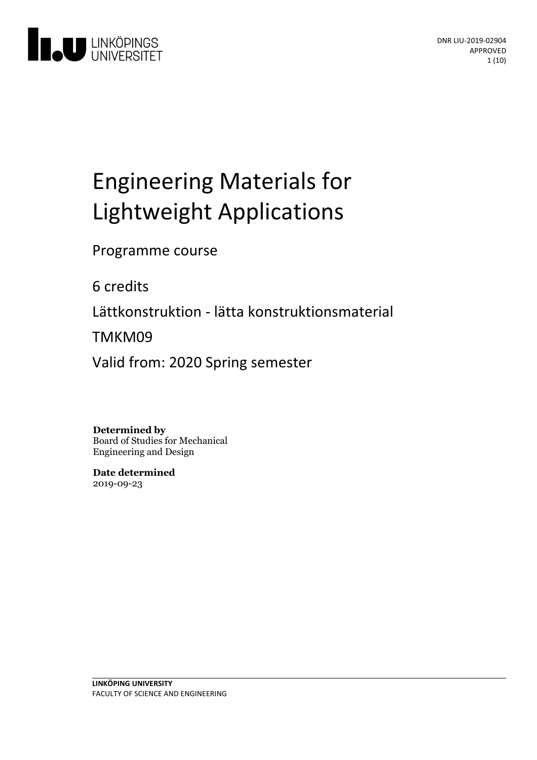# Engineering Materials for Lightweight Applications

Programme course

6 credits

Lättkonstruktion - lätta konstruktionsmaterial

TMKM09

Valid from: 2020 Spring semester

**Determined by**
Board of Studies for Mechanical Engineering and Design

**Date determined**
2019-09-23

DNR LIU-2019-02904
APPROVED

**LINKÖPING UNIVERSITY**
FACULTY OF SCIENCE AND ENGINEERING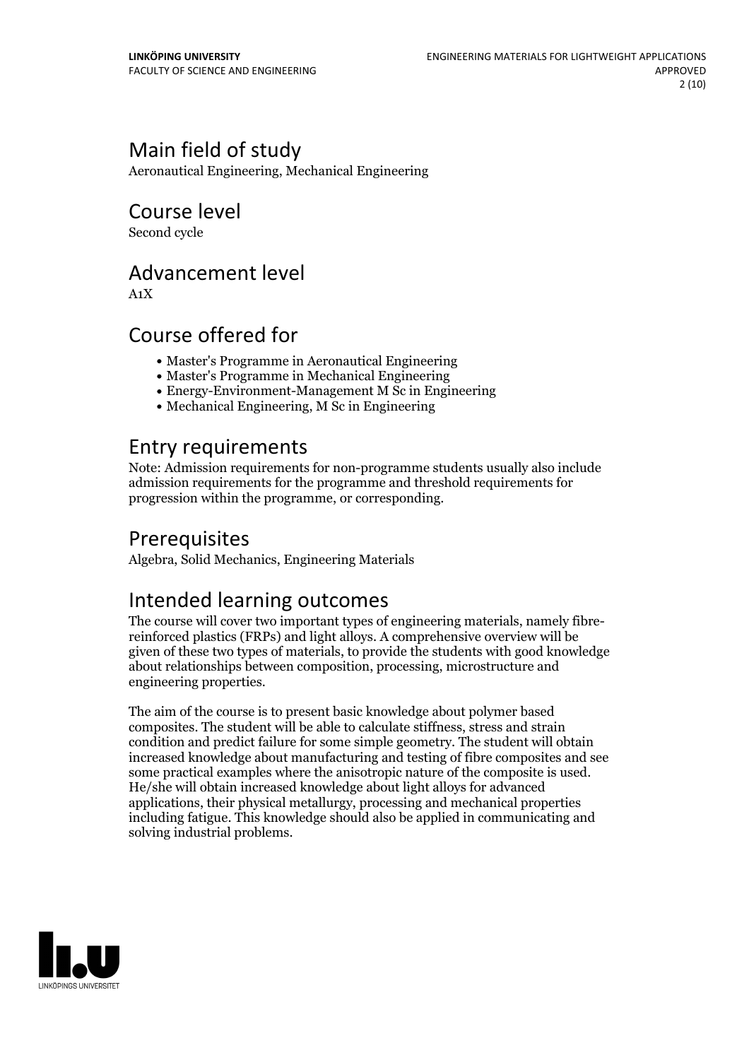## Main field of study
Aeronautical Engineering, Mechanical Engineering

## Course level
Second cycle

## Advancement level
A1X

## Course offered for
- Master's Programme in Aeronautical Engineering
- Master's Programme in Mechanical Engineering
- Energy-Environment-Management M Sc in Engineering
- Mechanical Engineering, M Sc in Engineering

## Entry requirements
Note: Admission requirements for non-programme students usually also include admission requirements for the programme and threshold requirements for progression within the programme, or corresponding.

## Prerequisites
Algebra, Solid Mechanics, Engineering Materials

## Intended learning outcomes
The course will cover two important types of engineering materials, namely fibre-reinforced plastics (FRPs) and light alloys. A comprehensive overview will be given of these two types of materials, to provide the students with good knowledge about relationships between composition, processing, microstructure and engineering properties.

The aim of the course is to present basic knowledge about polymer based composites. The student will be able to calculate stiffness, stress and strain condition and predict failure for some simple geometry. The student will obtain increased knowledge about manufacturing and testing of fibre composites and see some practical examples where the anisotropic nature of the composite is used. He/she will obtain increased knowledge about light alloys for advanced applications, their physical metallurgy, processing and mechanical properties including fatigue. This knowledge should also be applied in communicating and solving industrial problems.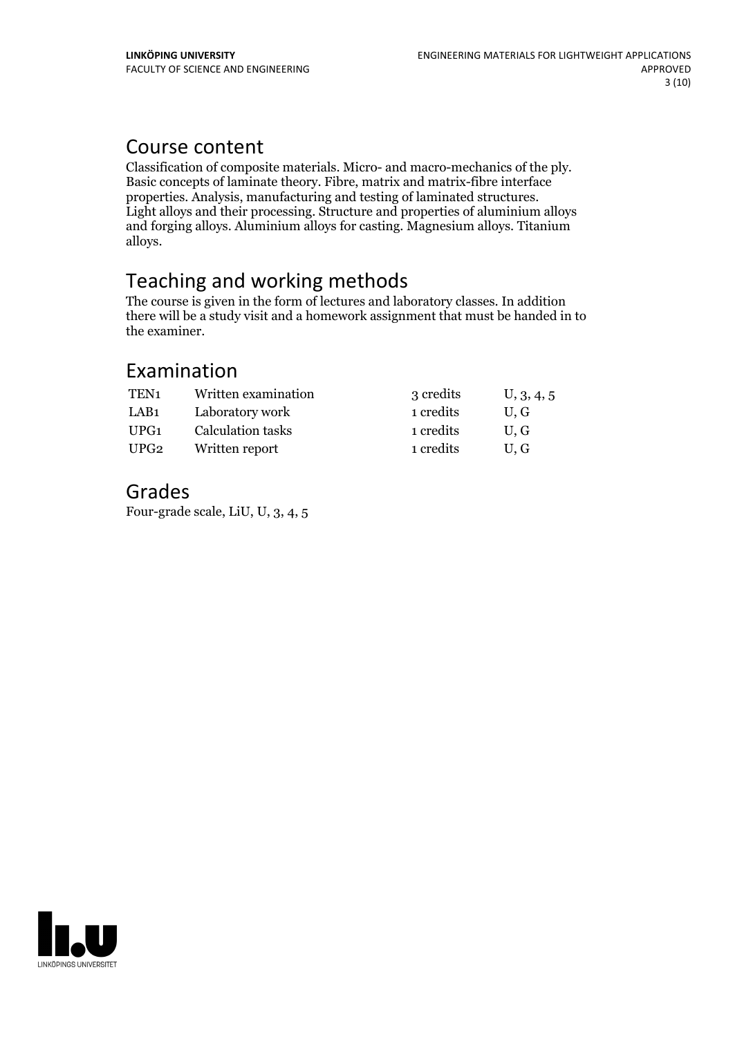## Course content

Classification of composite materials. Micro- and macro-mechanics of the ply. Basic concepts of laminate theory. Fibre, matrix and matrix-fibre interface properties. Analysis, manufacturing and testing of laminated structures. Light alloys and their processing. Structure and properties of aluminium alloys and forging alloys. Aluminium alloys for casting. Magnesium alloys. Titanium alloys.

## Teaching and working methods

The course is given in the form of lectures and laboratory classes. In addition there will be a study visit and a homework assignment that must be handed in to the examiner.

## Examination

| | | | |
|---|---|---|---|
| TEN1 | Written examination | 3 credits | U, 3, 4, 5 |
| LAB1 | Laboratory work | 1 credits | U, G |
| UPG1 | Calculation tasks | 1 credits | U, G |
| UPG2 | Written report | 1 credits | U, G |

## Grades

Four-grade scale, LiU, U, 3, 4, 5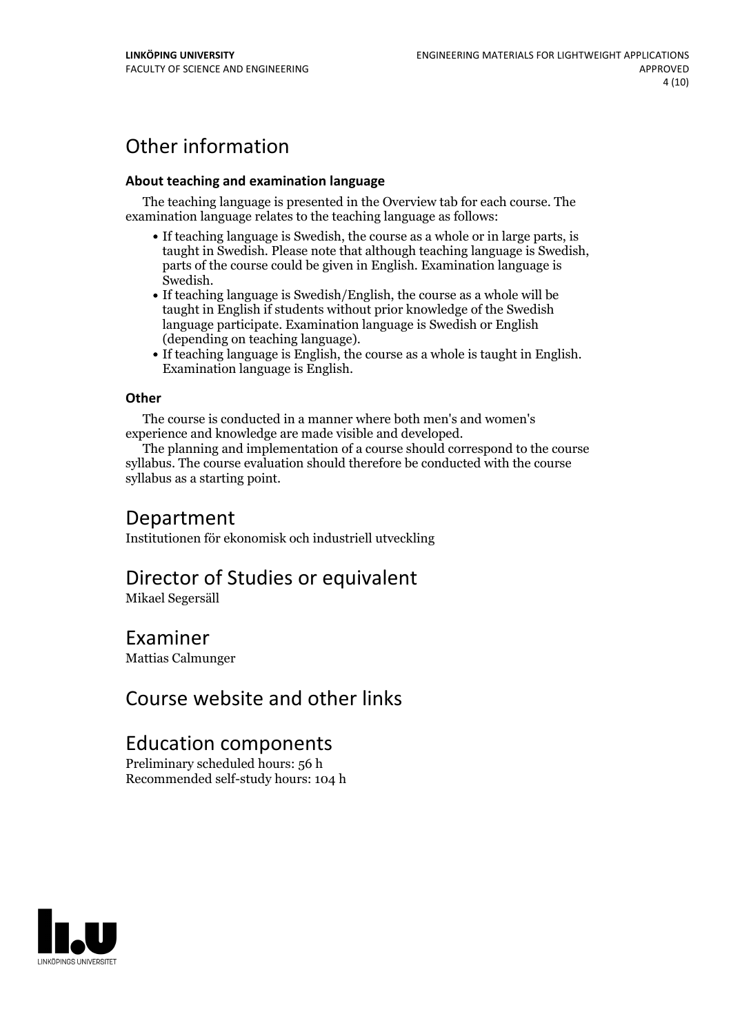# Other information

### About teaching and examination language

The teaching language is presented in the Overview tab for each course. The examination language relates to the teaching language as follows:

- If teaching language is Swedish, the course as a whole or in large parts, is taught in Swedish. Please note that although teaching language is Swedish, parts of the course could be given in English. Examination language is Swedish.
- If teaching language is Swedish/English, the course as a whole will be taught in English if students without prior knowledge of the Swedish language participate. Examination language is Swedish or English (depending on teaching language).
- If teaching language is English, the course as a whole is taught in English. Examination language is English.

### Other

The course is conducted in a manner where both men's and women's experience and knowledge are made visible and developed.

The planning and implementation of a course should correspond to the course syllabus. The course evaluation should therefore be conducted with the course syllabus as a starting point.

# Department

Institutionen för ekonomisk och industriell utveckling

# Director of Studies or equivalent

Mikael Segersäll

# Examiner

Mattias Calmunger

# Course website and other links

# Education components

Preliminary scheduled hours: 56 h
Recommended self-study hours: 104 h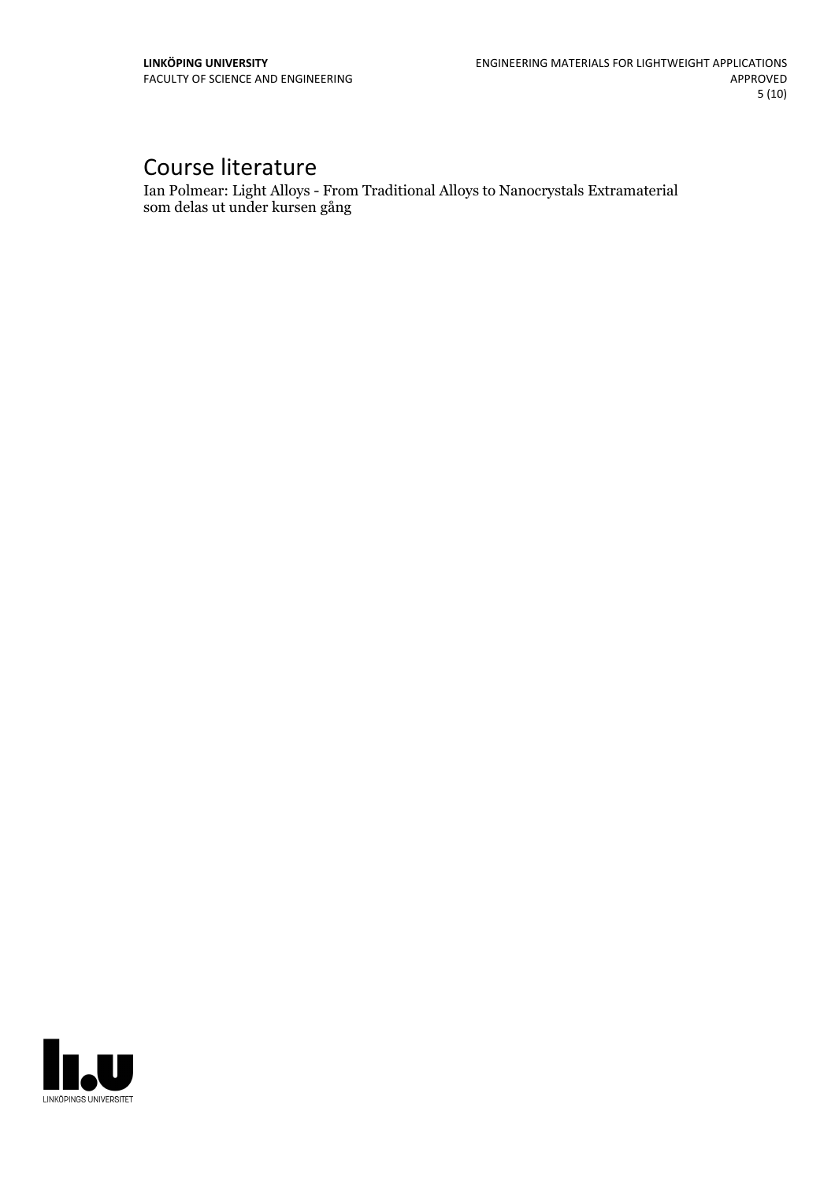# Course literature

Ian Polmear: Light Alloys - From Traditional Alloys to Nanocrystals Extramaterial som delas ut under kursen gång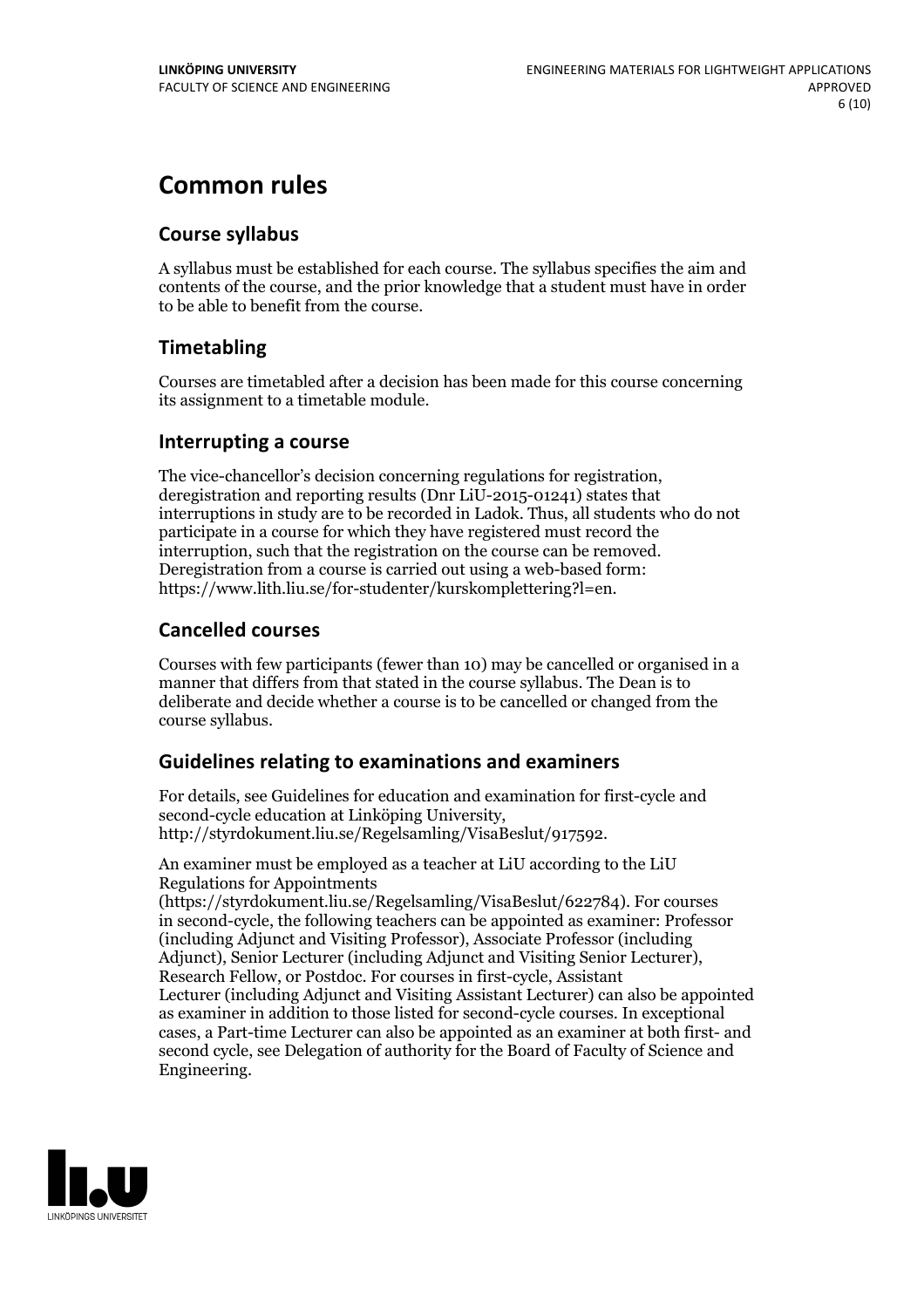# Common rules

## Course syllabus

A syllabus must be established for each course. The syllabus specifies the aim and contents of the course, and the prior knowledge that a student must have in order to be able to benefit from the course.

## Timetabling

Courses are timetabled after a decision has been made for this course concerning its assignment to a timetable module.

## Interrupting a course

The vice-chancellor's decision concerning regulations for registration, deregistration and reporting results (Dnr LiU-2015-01241) states that interruptions in study are to be recorded in Ladok. Thus, all students who do not participate in a course for which they have registered must record the interruption, such that the registration on the course can be removed. Deregistration from a course is carried out using a web-based form: https://www.lith.liu.se/for-studenter/kurskomplettering?l=en.

## Cancelled courses

Courses with few participants (fewer than 10) may be cancelled or organised in a manner that differs from that stated in the course syllabus. The Dean is to deliberate and decide whether a course is to be cancelled or changed from the course syllabus.

## Guidelines relating to examinations and examiners

For details, see Guidelines for education and examination for first-cycle and second-cycle education at Linköping University, http://styrdokument.liu.se/Regelsamling/VisaBeslut/917592.

An examiner must be employed as a teacher at LiU according to the LiU Regulations for Appointments (https://styrdokument.liu.se/Regelsamling/VisaBeslut/622784). For courses in second-cycle, the following teachers can be appointed as examiner: Professor (including Adjunct and Visiting Professor), Associate Professor (including Adjunct), Senior Lecturer (including Adjunct and Visiting Senior Lecturer), Research Fellow, or Postdoc. For courses in first-cycle, Assistant Lecturer (including Adjunct and Visiting Assistant Lecturer) can also be appointed as examiner in addition to those listed for second-cycle courses. In exceptional cases, a Part-time Lecturer can also be appointed as an examiner at both first- and second cycle, see Delegation of authority for the Board of Faculty of Science and Engineering.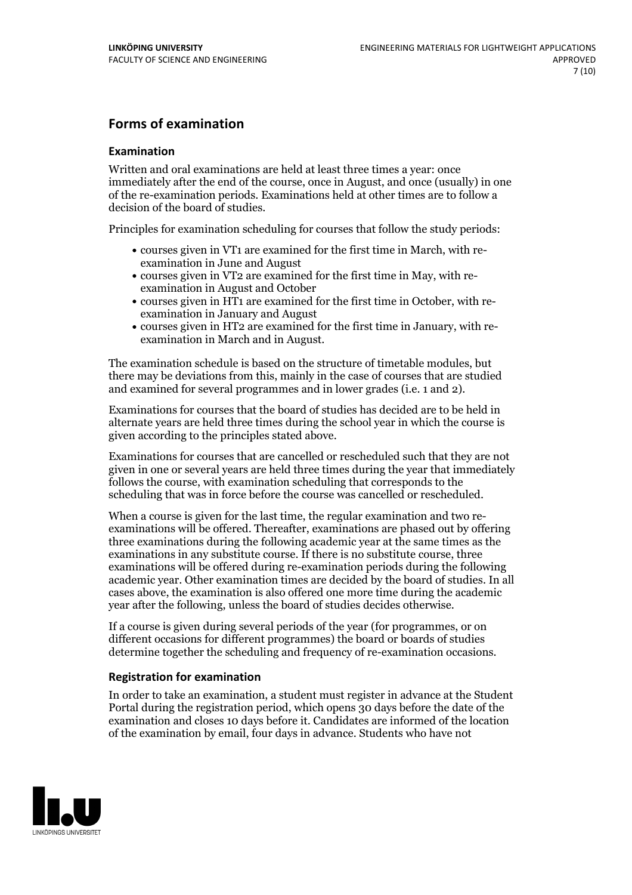## Forms of examination

### Examination

Written and oral examinations are held at least three times a year: once immediately after the end of the course, once in August, and once (usually) in one of the re-examination periods. Examinations held at other times are to follow a decision of the board of studies.

Principles for examination scheduling for courses that follow the study periods:

- courses given in VT1 are examined for the first time in March, with re-examination in June and August
- courses given in VT2 are examined for the first time in May, with re-examination in August and October
- courses given in HT1 are examined for the first time in October, with re-examination in January and August
- courses given in HT2 are examined for the first time in January, with re-examination in March and in August.

The examination schedule is based on the structure of timetable modules, but there may be deviations from this, mainly in the case of courses that are studied and examined for several programmes and in lower grades (i.e. 1 and 2).

Examinations for courses that the board of studies has decided are to be held in alternate years are held three times during the school year in which the course is given according to the principles stated above.

Examinations for courses that are cancelled or rescheduled such that they are not given in one or several years are held three times during the year that immediately follows the course, with examination scheduling that corresponds to the scheduling that was in force before the course was cancelled or rescheduled.

When a course is given for the last time, the regular examination and two re-examinations will be offered. Thereafter, examinations are phased out by offering three examinations during the following academic year at the same times as the examinations in any substitute course. If there is no substitute course, three examinations will be offered during re-examination periods during the following academic year. Other examination times are decided by the board of studies. In all cases above, the examination is also offered one more time during the academic year after the following, unless the board of studies decides otherwise.

If a course is given during several periods of the year (for programmes, or on different occasions for different programmes) the board or boards of studies determine together the scheduling and frequency of re-examination occasions.

### Registration for examination

In order to take an examination, a student must register in advance at the Student Portal during the registration period, which opens 30 days before the date of the examination and closes 10 days before it. Candidates are informed of the location of the examination by email, four days in advance. Students who have not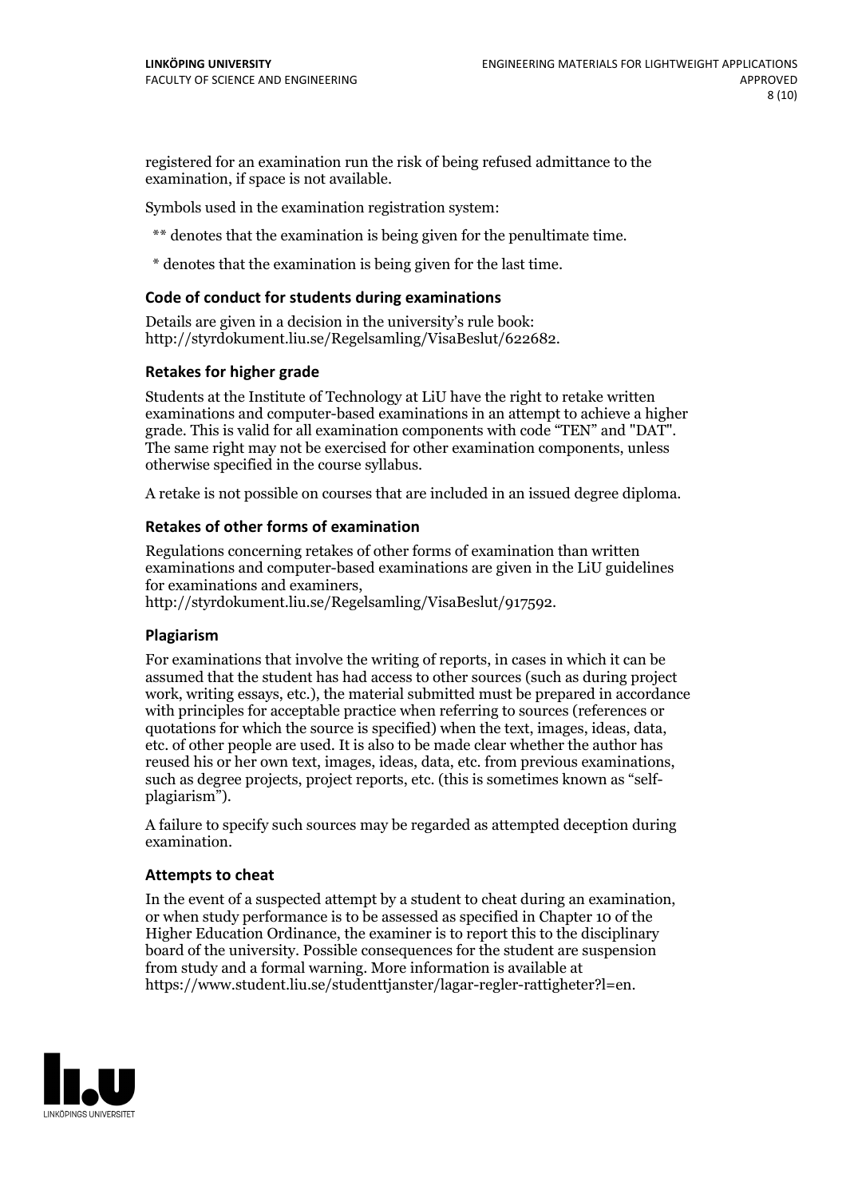registered for an examination run the risk of being refused admittance to the examination, if space is not available.

Symbols used in the examination registration system:

** denotes that the examination is being given for the penultimate time.

* denotes that the examination is being given for the last time.

### Code of conduct for students during examinations

Details are given in a decision in the university's rule book: http://styrdokument.liu.se/Regelsamling/VisaBeslut/622682.

### Retakes for higher grade

Students at the Institute of Technology at LiU have the right to retake written examinations and computer-based examinations in an attempt to achieve a higher grade. This is valid for all examination components with code "TEN" and "DAT". The same right may not be exercised for other examination components, unless otherwise specified in the course syllabus.

A retake is not possible on courses that are included in an issued degree diploma.

### Retakes of other forms of examination

Regulations concerning retakes of other forms of examination than written examinations and computer-based examinations are given in the LiU guidelines for examinations and examiners, http://styrdokument.liu.se/Regelsamling/VisaBeslut/917592.

### Plagiarism

For examinations that involve the writing of reports, in cases in which it can be assumed that the student has had access to other sources (such as during project work, writing essays, etc.), the material submitted must be prepared in accordance with principles for acceptable practice when referring to sources (references or quotations for which the source is specified) when the text, images, ideas, data, etc. of other people are used. It is also to be made clear whether the author has reused his or her own text, images, ideas, data, etc. from previous examinations, such as degree projects, project reports, etc. (this is sometimes known as "self-plagiarism").

A failure to specify such sources may be regarded as attempted deception during examination.

### Attempts to cheat

In the event of a suspected attempt by a student to cheat during an examination, or when study performance is to be assessed as specified in Chapter 10 of the Higher Education Ordinance, the examiner is to report this to the disciplinary board of the university. Possible consequences for the student are suspension from study and a formal warning. More information is available at https://www.student.liu.se/studenttjanster/lagar-regler-rattigheter?l=en.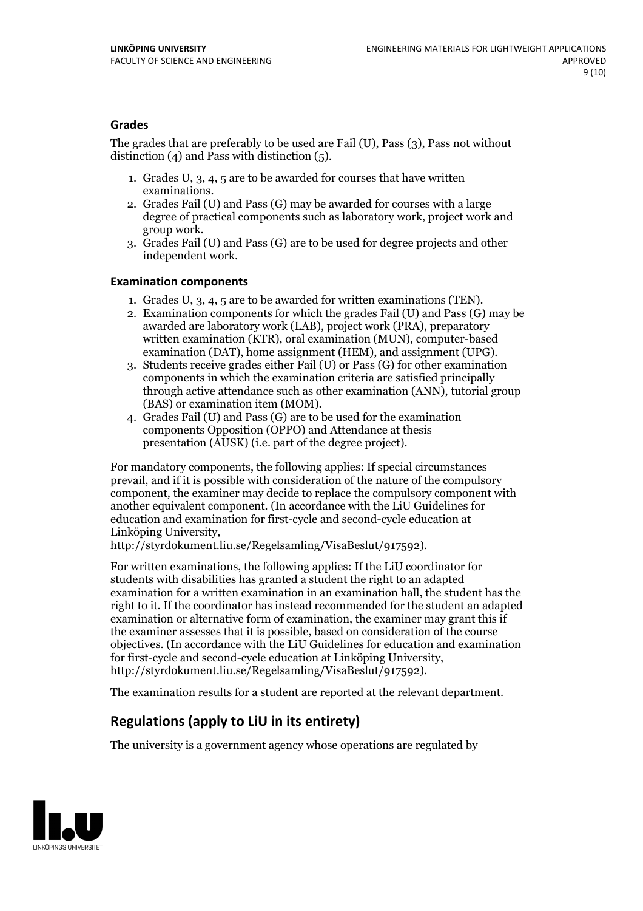### Grades

The grades that are preferably to be used are Fail (U), Pass (3), Pass not without distinction (4) and Pass with distinction (5).

1. Grades U, 3, 4, 5 are to be awarded for courses that have written examinations.
2. Grades Fail (U) and Pass (G) may be awarded for courses with a large degree of practical components such as laboratory work, project work and group work.
3. Grades Fail (U) and Pass (G) are to be used for degree projects and other independent work.

### Examination components

1. Grades U, 3, 4, 5 are to be awarded for written examinations (TEN).
2. Examination components for which the grades Fail (U) and Pass (G) may be awarded are laboratory work (LAB), project work (PRA), preparatory written examination (KTR), oral examination (MUN), computer-based examination (DAT), home assignment (HEM), and assignment (UPG).
3. Students receive grades either Fail (U) or Pass (G) for other examination components in which the examination criteria are satisfied principally through active attendance such as other examination (ANN), tutorial group (BAS) or examination item (MOM).
4. Grades Fail (U) and Pass (G) are to be used for the examination components Opposition (OPPO) and Attendance at thesis presentation (AUSK) (i.e. part of the degree project).

For mandatory components, the following applies: If special circumstances prevail, and if it is possible with consideration of the nature of the compulsory component, the examiner may decide to replace the compulsory component with another equivalent component. (In accordance with the LiU Guidelines for education and examination for first-cycle and second-cycle education at Linköping University, http://styrdokument.liu.se/Regelsamling/VisaBeslut/917592).

For written examinations, the following applies: If the LiU coordinator for students with disabilities has granted a student the right to an adapted examination for a written examination in an examination hall, the student has the right to it. If the coordinator has instead recommended for the student an adapted examination or alternative form of examination, the examiner may grant this if the examiner assesses that it is possible, based on consideration of the course objectives. (In accordance with the LiU Guidelines for education and examination for first-cycle and second-cycle education at Linköping University, http://styrdokument.liu.se/Regelsamling/VisaBeslut/917592).

The examination results for a student are reported at the relevant department.

## Regulations (apply to LiU in its entirety)

The university is a government agency whose operations are regulated by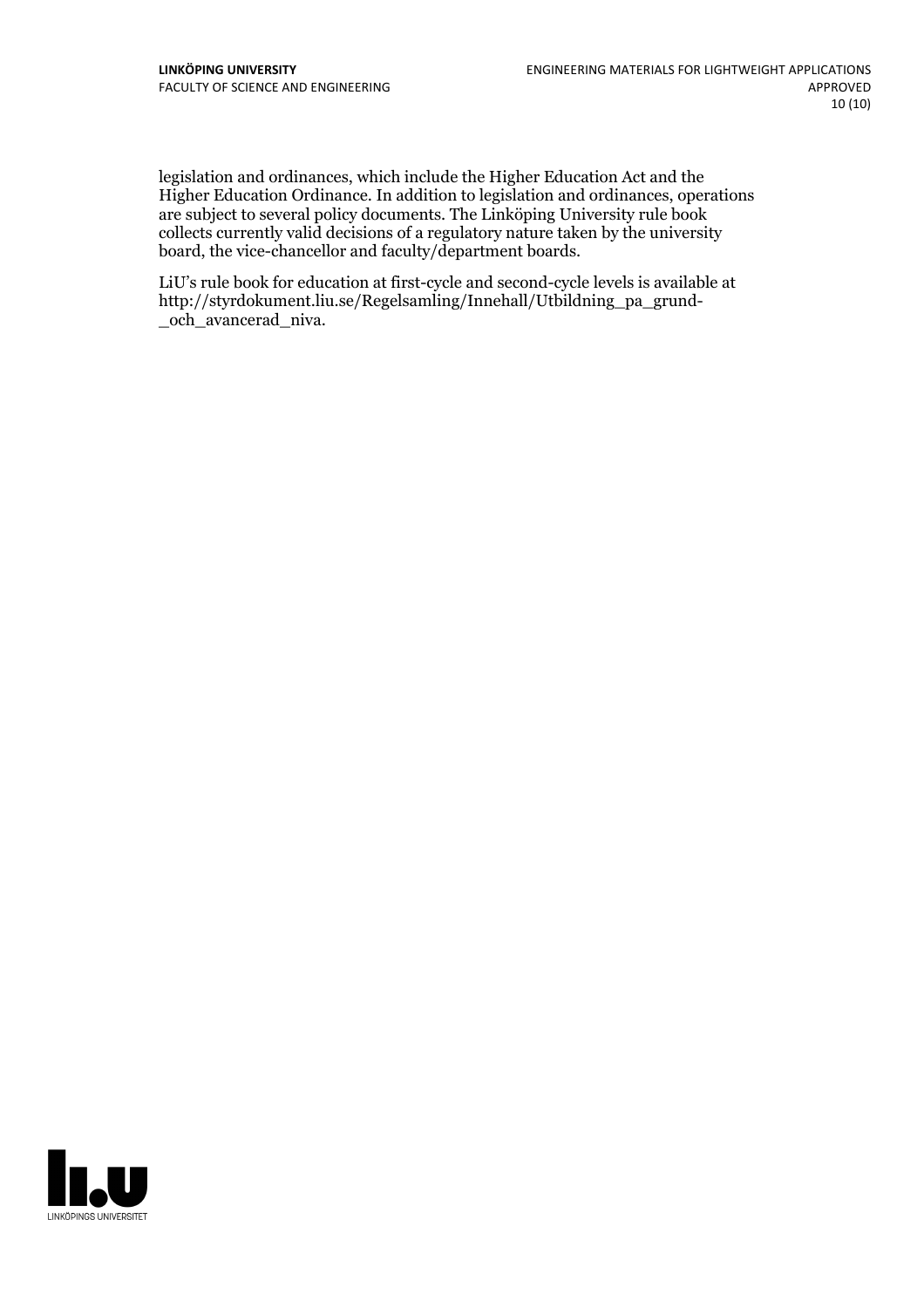legislation and ordinances, which include the Higher Education Act and the Higher Education Ordinance. In addition to legislation and ordinances, operations are subject to several policy documents. The Linköping University rule book collects currently valid decisions of a regulatory nature taken by the university board, the vice-chancellor and faculty/department boards.

LiU's rule book for education at first-cycle and second-cycle levels is available at http://styrdokument.liu.se/Regelsamling/Innehall/Utbildning_pa_grund-_och_avancerad_niva.